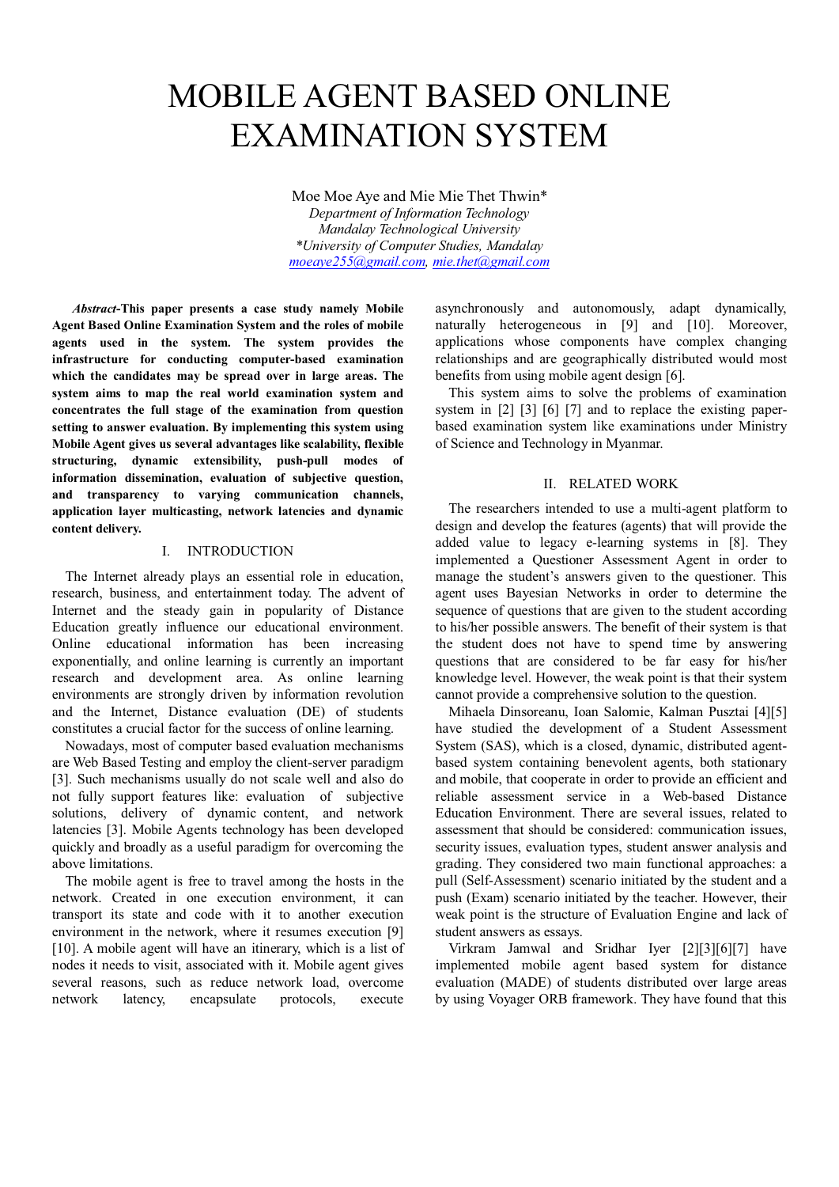# MOBILE AGENT BASED ONLINE EXAMINATION SYSTEM

Moe Moe Aye and Mie Mie Thet Thwin*

*Department of Information Technology*
*Mandalay Technological University*
**University of Computer Studies, Mandalay*
moeaye255@gmail.com, mie.thet@gmail.com

***Abstract*-This paper presents a case study namely Mobile Agent Based Online Examination System and the roles of mobile agents used in the system. The system provides the infrastructure for conducting computer-based examination which the candidates may be spread over in large areas. The system aims to map the real world examination system and concentrates the full stage of the examination from question setting to answer evaluation. By implementing this system using Mobile Agent gives us several advantages like scalability, flexible structuring, dynamic extensibility, push-pull modes of information dissemination, evaluation of subjective question, and transparency to varying communication channels, application layer multicasting, network latencies and dynamic content delivery.**

## I. INTRODUCTION

The Internet already plays an essential role in education, research, business, and entertainment today. The advent of Internet and the steady gain in popularity of Distance Education greatly influence our educational environment. Online educational information has been increasing exponentially, and online learning is currently an important research and development area. As online learning environments are strongly driven by information revolution and the Internet, Distance evaluation (DE) of students constitutes a crucial factor for the success of online learning.

Nowadays, most of computer based evaluation mechanisms are Web Based Testing and employ the client-server paradigm [3]. Such mechanisms usually do not scale well and also do not fully support features like: evaluation of subjective solutions, delivery of dynamic content, and network latencies [3]. Mobile Agents technology has been developed quickly and broadly as a useful paradigm for overcoming the above limitations.

The mobile agent is free to travel among the hosts in the network. Created in one execution environment, it can transport its state and code with it to another execution environment in the network, where it resumes execution [9] [10]. A mobile agent will have an itinerary, which is a list of nodes it needs to visit, associated with it. Mobile agent gives several reasons, such as reduce network load, overcome network latency, encapsulate protocols, execute asynchronously and autonomously, adapt dynamically, naturally heterogeneous in [9] and [10]. Moreover, applications whose components have complex changing relationships and are geographically distributed would most benefits from using mobile agent design [6].

This system aims to solve the problems of examination system in [2] [3] [6] [7] and to replace the existing paper-based examination system like examinations under Ministry of Science and Technology in Myanmar.

## II. RELATED WORK

The researchers intended to use a multi-agent platform to design and develop the features (agents) that will provide the added value to legacy e-learning systems in [8]. They implemented a Questioner Assessment Agent in order to manage the student's answers given to the questioner. This agent uses Bayesian Networks in order to determine the sequence of questions that are given to the student according to his/her possible answers. The benefit of their system is that the student does not have to spend time by answering questions that are considered to be far easy for his/her knowledge level. However, the weak point is that their system cannot provide a comprehensive solution to the question.

Mihaela Dinsoreanu, Ioan Salomie, Kalman Pusztai [4][5] have studied the development of a Student Assessment System (SAS), which is a closed, dynamic, distributed agent-based system containing benevolent agents, both stationary and mobile, that cooperate in order to provide an efficient and reliable assessment service in a Web-based Distance Education Environment. There are several issues, related to assessment that should be considered: communication issues, security issues, evaluation types, student answer analysis and grading. They considered two main functional approaches: a pull (Self-Assessment) scenario initiated by the student and a push (Exam) scenario initiated by the teacher. However, their weak point is the structure of Evaluation Engine and lack of student answers as essays.

Virkram Jamwal and Sridhar Iyer [2][3][6][7] have implemented mobile agent based system for distance evaluation (MADE) of students distributed over large areas by using Voyager ORB framework. They have found that this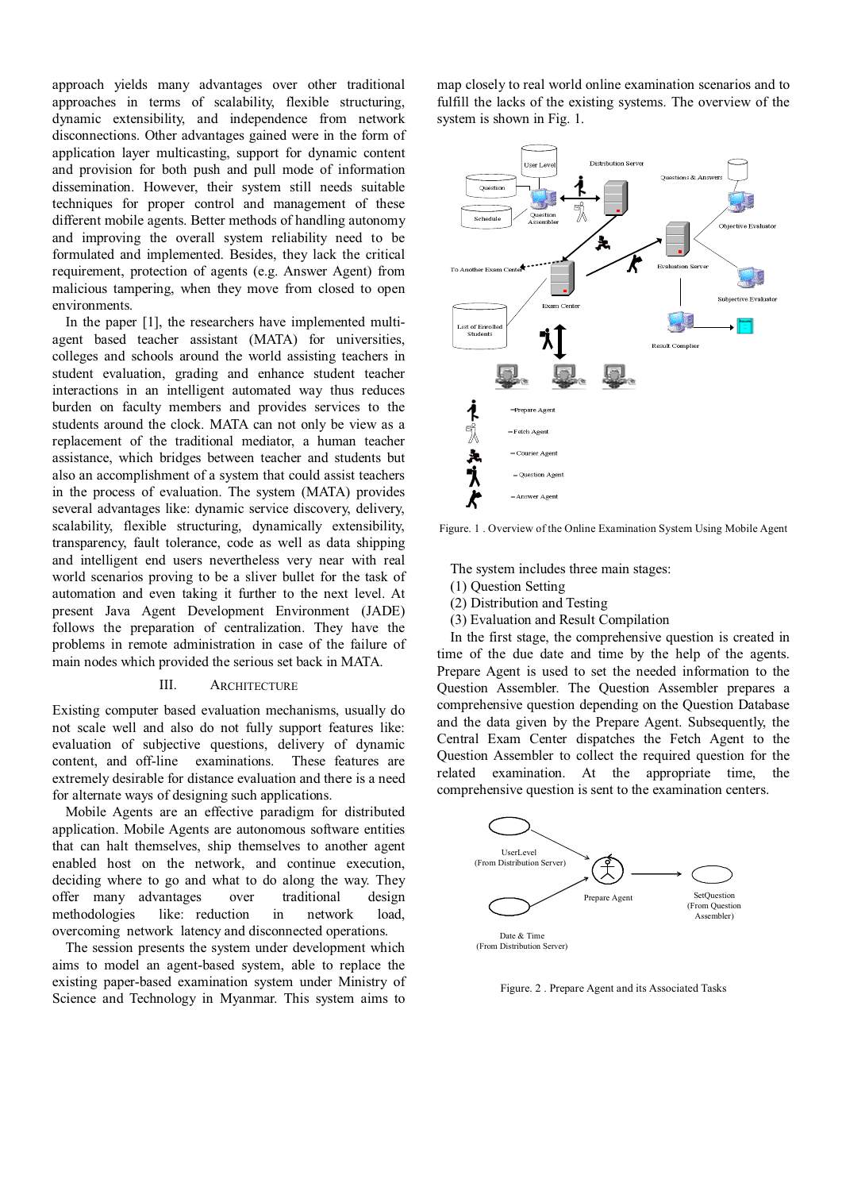approach yields many advantages over other traditional approaches in terms of scalability, flexible structuring, dynamic extensibility, and independence from network disconnections. Other advantages gained were in the form of application layer multicasting, support for dynamic content and provision for both push and pull mode of information dissemination. However, their system still needs suitable techniques for proper control and management of these different mobile agents. Better methods of handling autonomy and improving the overall system reliability need to be formulated and implemented. Besides, they lack the critical requirement, protection of agents (e.g. Answer Agent) from malicious tampering, when they move from closed to open environments.

In the paper [1], the researchers have implemented multi-agent based teacher assistant (MATA) for universities, colleges and schools around the world assisting teachers in student evaluation, grading and enhance student teacher interactions in an intelligent automated way thus reduces burden on faculty members and provides services to the students around the clock. MATA can not only be view as a replacement of the traditional mediator, a human teacher assistance, which bridges between teacher and students but also an accomplishment of a system that could assist teachers in the process of evaluation. The system (MATA) provides several advantages like: dynamic service discovery, delivery, scalability, flexible structuring, dynamically extensibility, transparency, fault tolerance, code as well as data shipping and intelligent end users nevertheless very near with real world scenarios proving to be a sliver bullet for the task of automation and even taking it further to the next level. At present Java Agent Development Environment (JADE) follows the preparation of centralization. They have the problems in remote administration in case of the failure of main nodes which provided the serious set back in MATA.

## III. Architecture

Existing computer based evaluation mechanisms, usually do not scale well and also do not fully support features like: evaluation of subjective questions, delivery of dynamic content, and off-line examinations. These features are extremely desirable for distance evaluation and there is a need for alternate ways of designing such applications.

Mobile Agents are an effective paradigm for distributed application. Mobile Agents are autonomous software entities that can halt themselves, ship themselves to another agent enabled host on the network, and continue execution, deciding where to go and what to do along the way. They offer many advantages over traditional design methodologies like: reduction in network load, overcoming network latency and disconnected operations.

The session presents the system under development which aims to model an agent-based system, able to replace the existing paper-based examination system under Ministry of Science and Technology in Myanmar. This system aims to map closely to real world online examination scenarios and to fulfill the lacks of the existing systems. The overview of the system is shown in Fig. 1.

User Level
Distribution Server
Questions & Answers
Question
Schedule
Question Assembler
Objective Evaluator
To Another Exam Center
Evaluation Server
Subjective Evaluator
Exam Center
List of Enrolled Students
Result Compiler
=Prepare Agent
=Fetch Agent
=Courier Agent
=Question Agent
=Answer Agent

Figure. 1 . Overview of the Online Examination System Using Mobile Agent

The system includes three main stages:

(1) Question Setting
(2) Distribution and Testing
(3) Evaluation and Result Compilation

In the first stage, the comprehensive question is created in time of the due date and time by the help of the agents. Prepare Agent is used to set the needed information to the Question Assembler. The Question Assembler prepares a comprehensive question depending on the Question Database and the data given by the Prepare Agent. Subsequently, the Central Exam Center dispatches the Fetch Agent to the Question Assembler to collect the required question for the related examination. At the appropriate time, the comprehensive question is sent to the examination centers.

UserLevel
(From Distribution Server)
Prepare Agent
SetQuestion
(From Question Assembler)
Date & Time
(From Distribution Server)

Figure. 2 . Prepare Agent and its Associated Tasks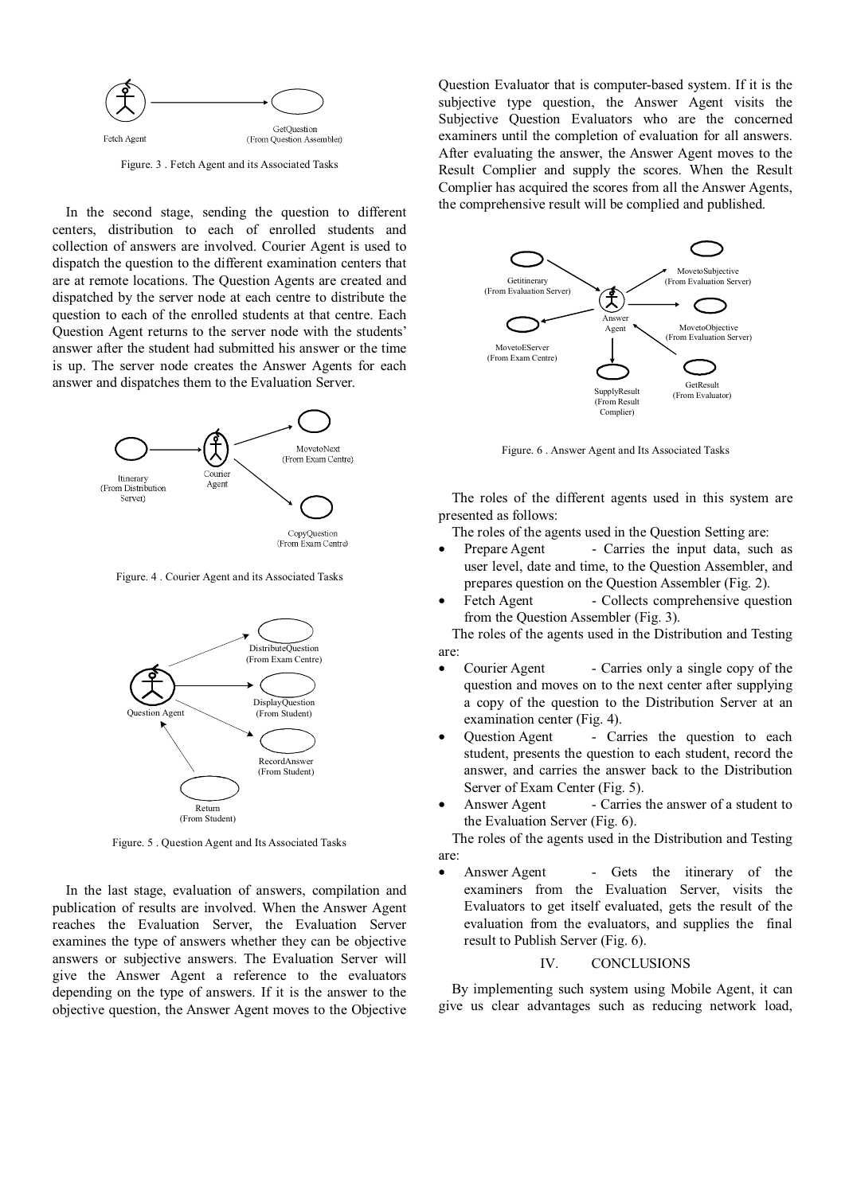Figure. 3 . Fetch Agent and its Associated Tasks

In the second stage, sending the question to different centers, distribution to each of enrolled students and collection of answers are involved. Courier Agent is used to dispatch the question to the different examination centers that are at remote locations. The Question Agents are created and dispatched by the server node at each centre to distribute the question to each of the enrolled students at that centre. Each Question Agent returns to the server node with the students' answer after the student had submitted his answer or the time is up. The server node creates the Answer Agents for each answer and dispatches them to the Evaluation Server.

Figure. 4 . Courier Agent and its Associated Tasks

Figure. 5 . Question Agent and Its Associated Tasks

In the last stage, evaluation of answers, compilation and publication of results are involved. When the Answer Agent reaches the Evaluation Server, the Evaluation Server examines the type of answers whether they can be objective answers or subjective answers. The Evaluation Server will give the Answer Agent a reference to the evaluators depending on the type of answers. If it is the answer to the objective question, the Answer Agent moves to the Objective Question Evaluator that is computer-based system. If it is the subjective type question, the Answer Agent visits the Subjective Question Evaluators who are the concerned examiners until the completion of evaluation for all answers. After evaluating the answer, the Answer Agent moves to the Result Complier and supply the scores. When the Result Complier has acquired the scores from all the Answer Agents, the comprehensive result will be complied and published.

Figure. 6 . Answer Agent and Its Associated Tasks

The roles of the different agents used in this system are presented as follows:

The roles of the agents used in the Question Setting are:

- Prepare Agent - Carries the input data, such as user level, date and time, to the Question Assembler, and prepares question on the Question Assembler (Fig. 2).
- Fetch Agent - Collects comprehensive question from the Question Assembler (Fig. 3).

The roles of the agents used in the Distribution and Testing are:

- Courier Agent - Carries only a single copy of the question and moves on to the next center after supplying a copy of the question to the Distribution Server at an examination center (Fig. 4).
- Question Agent - Carries the question to each student, presents the question to each student, record the answer, and carries the answer back to the Distribution Server of Exam Center (Fig. 5).
- Answer Agent - Carries the answer of a student to the Evaluation Server (Fig. 6).

The roles of the agents used in the Distribution and Testing are:

- Answer Agent - Gets the itinerary of the examiners from the Evaluation Server, visits the Evaluators to get itself evaluated, gets the result of the evaluation from the evaluators, and supplies the final result to Publish Server (Fig. 6).

## IV. CONCLUSIONS

By implementing such system using Mobile Agent, it can give us clear advantages such as reducing network load,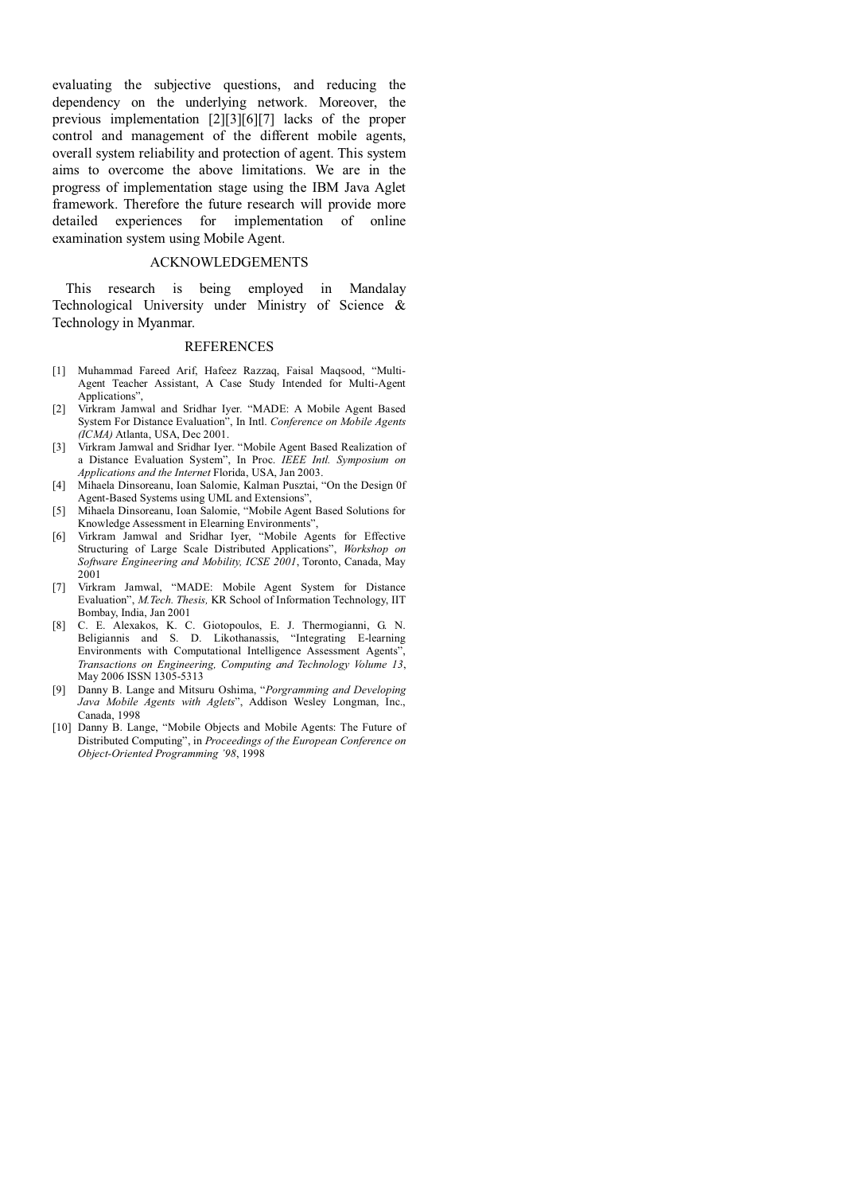evaluating the subjective questions, and reducing the dependency on the underlying network. Moreover, the previous implementation [2][3][6][7] lacks of the proper control and management of the different mobile agents, overall system reliability and protection of agent. This system aims to overcome the above limitations. We are in the progress of implementation stage using the IBM Java Aglet framework. Therefore the future research will provide more detailed experiences for implementation of online examination system using Mobile Agent.

## ACKNOWLEDGEMENTS

This research is being employed in Mandalay Technological University under Ministry of Science & Technology in Myanmar.

## REFERENCES

- [1] Muhammad Fareed Arif, Hafeez Razzaq, Faisal Maqsood, "Multi-Agent Teacher Assistant, A Case Study Intended for Multi-Agent Applications",
- [2] Virkram Jamwal and Sridhar Iyer. "MADE: A Mobile Agent Based System For Distance Evaluation", In Intl. *Conference on Mobile Agents (ICMA)* Atlanta, USA, Dec 2001.
- [3] Virkram Jamwal and Sridhar Iyer. "Mobile Agent Based Realization of a Distance Evaluation System", In Proc. *IEEE Intl. Symposium on Applications and the Internet* Florida, USA, Jan 2003.
- [4] Mihaela Dinsoreanu, Ioan Salomie, Kalman Pusztai, "On the Design 0f Agent-Based Systems using UML and Extensions",
- [5] Mihaela Dinsoreanu, Ioan Salomie, "Mobile Agent Based Solutions for Knowledge Assessment in Elearning Environments",
- [6] Virkram Jamwal and Sridhar Iyer, "Mobile Agents for Effective Structuring of Large Scale Distributed Applications", *Workshop on Software Engineering and Mobility, ICSE 2001*, Toronto, Canada, May 2001
- [7] Virkram Jamwal, "MADE: Mobile Agent System for Distance Evaluation", *M.Tech. Thesis,* KR School of Information Technology, IIT Bombay, India, Jan 2001
- [8] C. E. Alexakos, K. C. Giotopoulos, E. J. Thermogianni, G. N. Beligiannis and S. D. Likothanassis, "Integrating E-learning Environments with Computational Intelligence Assessment Agents", *Transactions on Engineering, Computing and Technology Volume 13*, May 2006 ISSN 1305-5313
- [9] Danny B. Lange and Mitsuru Oshima, "*Porgramming and Developing Java Mobile Agents with Aglets*", Addison Wesley Longman, Inc., Canada, 1998
- [10] Danny B. Lange, "Mobile Objects and Mobile Agents: The Future of Distributed Computing", in *Proceedings of the European Conference on Object-Oriented Programming '98*, 1998